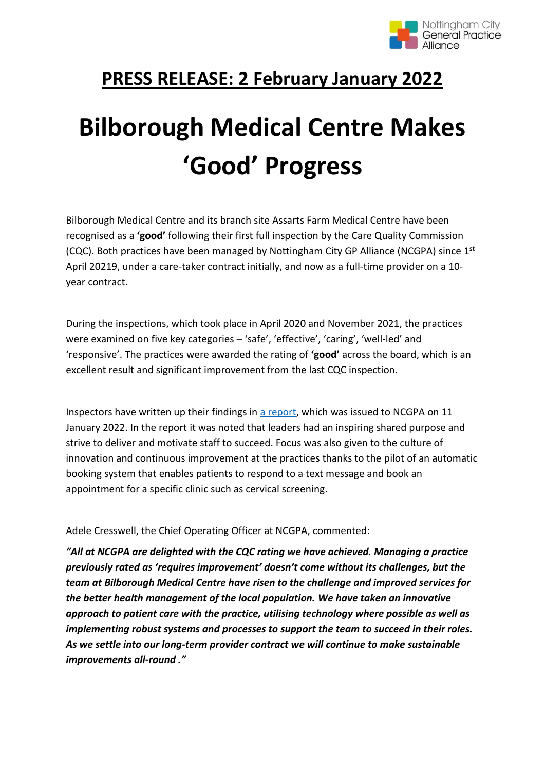Nottingham City General Practice Alliance

## PRESS RELEASE: 2 February January 2022

# Bilborough Medical Centre Makes 'Good' Progress

Bilborough Medical Centre and its branch site Assarts Farm Medical Centre have been recognised as a **'good'** following their first full inspection by the Care Quality Commission (CQC). Both practices have been managed by Nottingham City GP Alliance (NCGPA) since 1st April 20219, under a care-taker contract initially, and now as a full-time provider on a 10-year contract.

During the inspections, which took place in April 2020 and November 2021, the practices were examined on five key categories – 'safe', 'effective', 'caring', 'well-led' and 'responsive'. The practices were awarded the rating of **'good'** across the board, which is an excellent result and significant improvement from the last CQC inspection.

Inspectors have written up their findings in a report, which was issued to NCGPA on 11 January 2022. In the report it was noted that leaders had an inspiring shared purpose and strive to deliver and motivate staff to succeed. Focus was also given to the culture of innovation and continuous improvement at the practices thanks to the pilot of an automatic booking system that enables patients to respond to a text message and book an appointment for a specific clinic such as cervical screening.

Adele Cresswell, the Chief Operating Officer at NCGPA, commented:

***"All at NCGPA are delighted with the CQC rating we have achieved. Managing a practice previously rated as 'requires improvement' doesn't come without its challenges, but the team at Bilborough Medical Centre have risen to the challenge and improved services for the better health management of the local population. We have taken an innovative approach to patient care with the practice, utilising technology where possible as well as implementing robust systems and processes to support the team to succeed in their roles. As we settle into our long-term provider contract we will continue to make sustainable improvements all-round ."***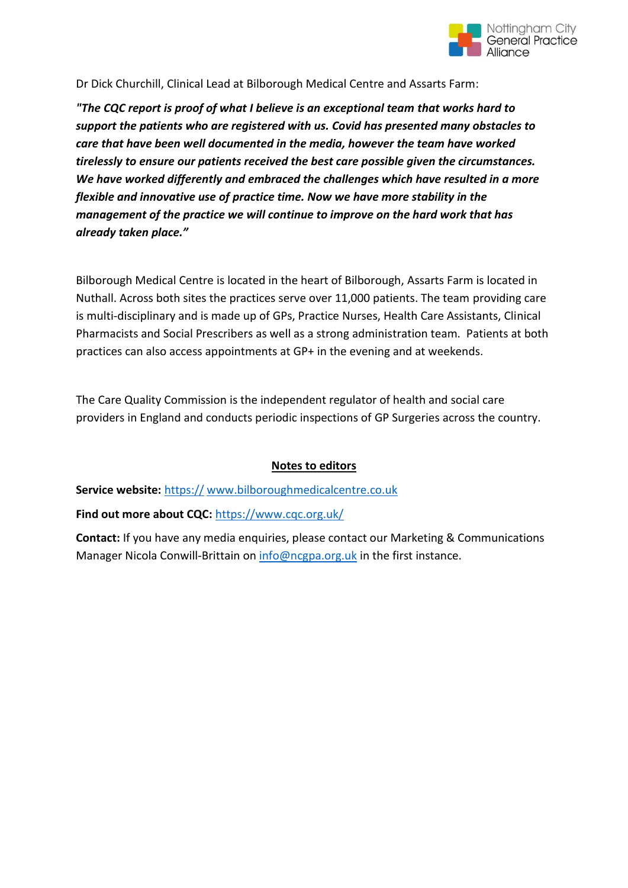Dr Dick Churchill, Clinical Lead at Bilborough Medical Centre and Assarts Farm:

***"The CQC report is proof of what I believe is an exceptional team that works hard to support the patients who are registered with us. Covid has presented many obstacles to care that have been well documented in the media, however the team have worked tirelessly to ensure our patients received the best care possible given the circumstances. We have worked differently and embraced the challenges which have resulted in a more flexible and innovative use of practice time. Now we have more stability in the management of the practice we will continue to improve on the hard work that has already taken place."***

Bilborough Medical Centre is located in the heart of Bilborough, Assarts Farm is located in Nuthall. Across both sites the practices serve over 11,000 patients. The team providing care is multi-disciplinary and is made up of GPs, Practice Nurses, Health Care Assistants, Clinical Pharmacists and Social Prescribers as well as a strong administration team. Patients at both practices can also access appointments at GP+ in the evening and at weekends.

The Care Quality Commission is the independent regulator of health and social care providers in England and conducts periodic inspections of GP Surgeries across the country.

**Notes to editors**

**Service website:** https:// www.bilboroughmedicalcentre.co.uk

**Find out more about CQC:** https://www.cqc.org.uk/

**Contact:** If you have any media enquiries, please contact our Marketing & Communications Manager Nicola Conwill-Brittain on info@ncgpa.org.uk in the first instance.